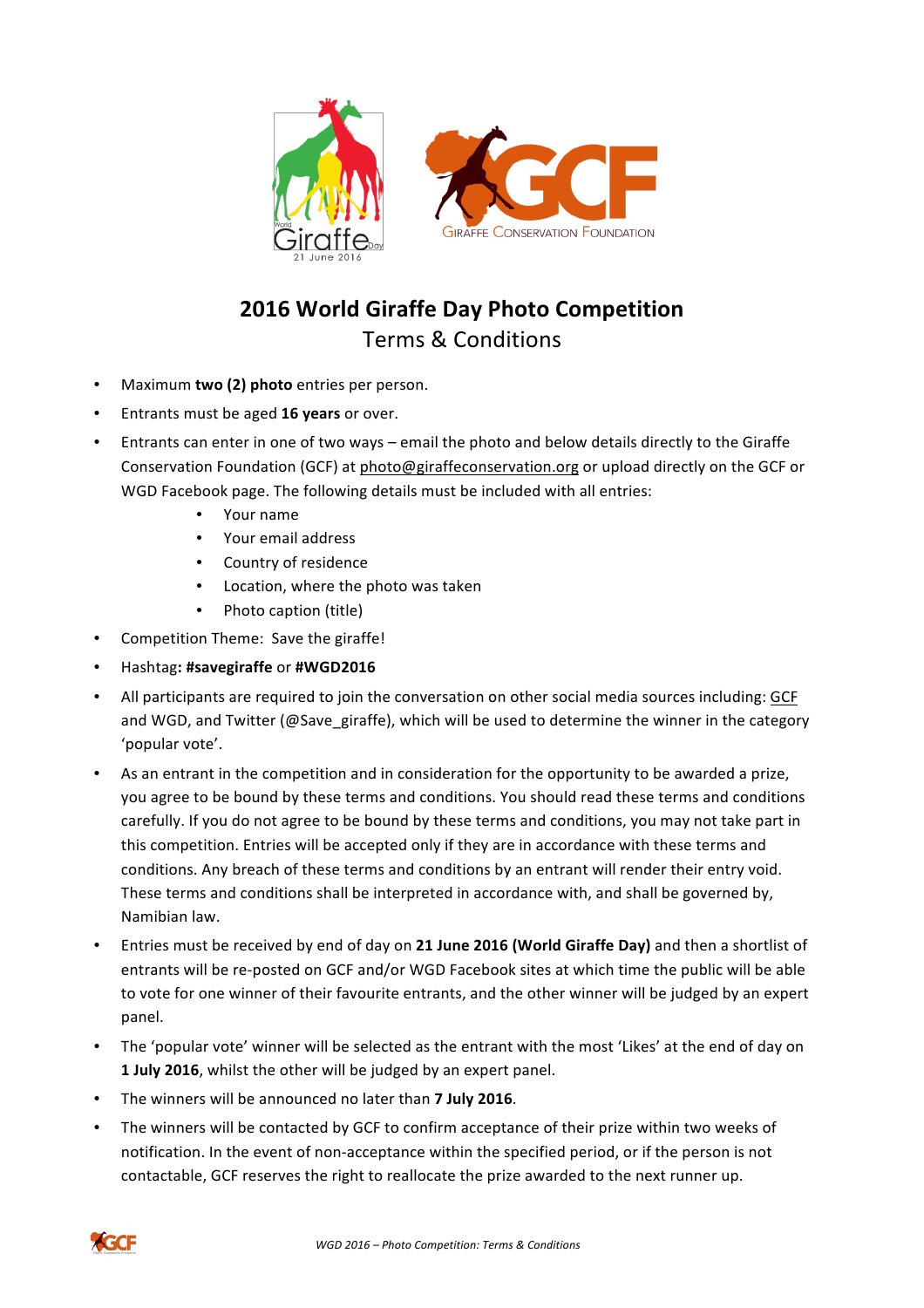# 2016 World Giraffe Day Photo Competition

## Terms & Conditions

- Maximum **two (2) photo** entries per person.
- Entrants must be aged **16 years** or over.
- Entrants can enter in one of two ways – email the photo and below details directly to the Giraffe Conservation Foundation (GCF) at photo@giraffeconservation.org or upload directly on the GCF or WGD Facebook page. The following details must be included with all entries:
  - Your name
  - Your email address
  - Country of residence
  - Location, where the photo was taken
  - Photo caption (title)
- Competition Theme: Save the giraffe!
- Hashtag**: #savegiraffe** or **#WGD2016**
- All participants are required to join the conversation on other social media sources including: GCF and WGD, and Twitter (@Save_giraffe), which will be used to determine the winner in the category 'popular vote'.
- As an entrant in the competition and in consideration for the opportunity to be awarded a prize, you agree to be bound by these terms and conditions. You should read these terms and conditions carefully. If you do not agree to be bound by these terms and conditions, you may not take part in this competition. Entries will be accepted only if they are in accordance with these terms and conditions. Any breach of these terms and conditions by an entrant will render their entry void. These terms and conditions shall be interpreted in accordance with, and shall be governed by, Namibian law.
- Entries must be received by end of day on **21 June 2016 (World Giraffe Day)** and then a shortlist of entrants will be re-posted on GCF and/or WGD Facebook sites at which time the public will be able to vote for one winner of their favourite entrants, and the other winner will be judged by an expert panel.
- The 'popular vote' winner will be selected as the entrant with the most 'Likes' at the end of day on **1 July 2016**, whilst the other will be judged by an expert panel.
- The winners will be announced no later than **7 July 2016**.
- The winners will be contacted by GCF to confirm acceptance of their prize within two weeks of notification. In the event of non-acceptance within the specified period, or if the person is not contactable, GCF reserves the right to reallocate the prize awarded to the next runner up.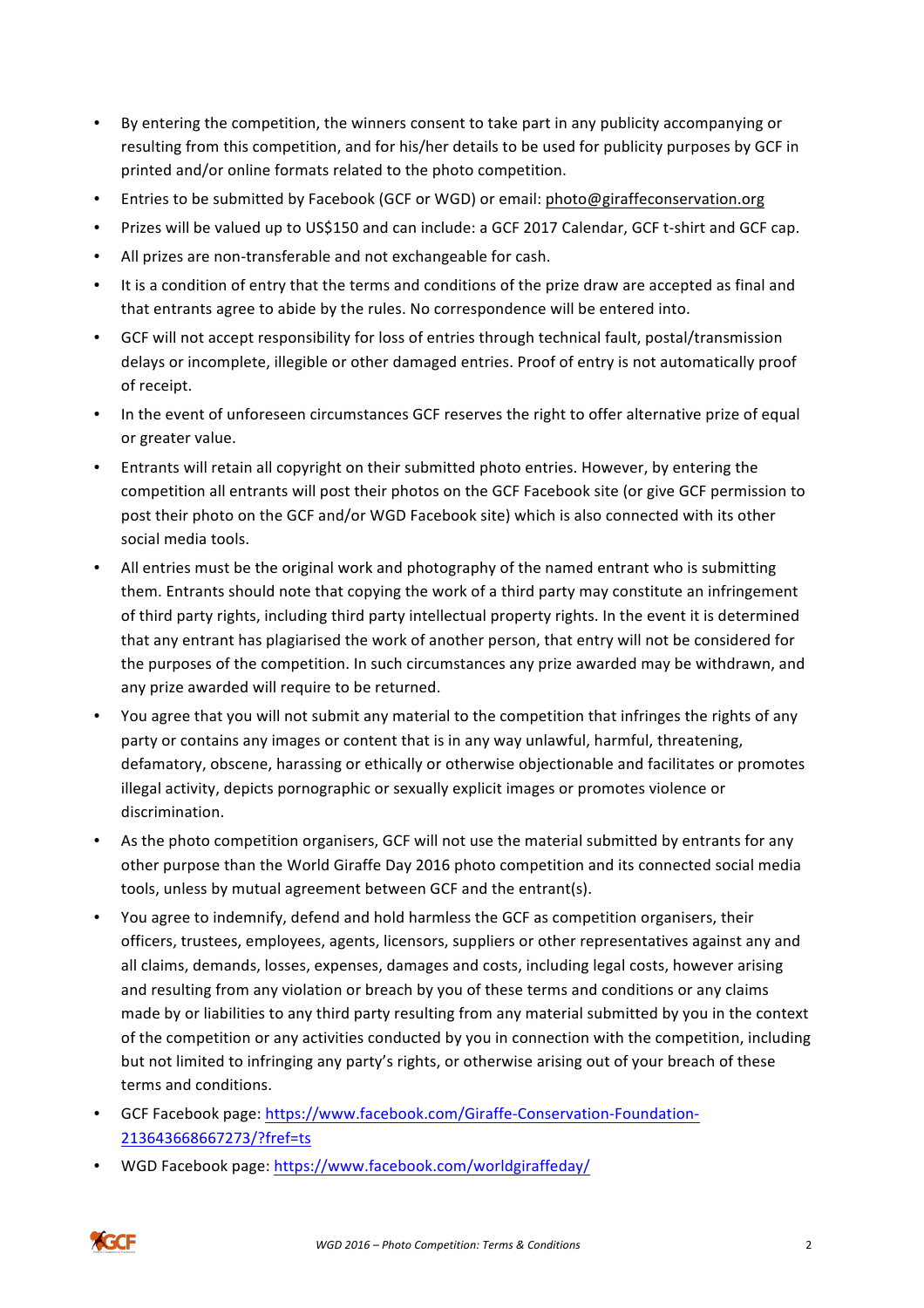- By entering the competition, the winners consent to take part in any publicity accompanying or resulting from this competition, and for his/her details to be used for publicity purposes by GCF in printed and/or online formats related to the photo competition.
- Entries to be submitted by Facebook (GCF or WGD) or email: photo@giraffeconservation.org
- Prizes will be valued up to US$150 and can include: a GCF 2017 Calendar, GCF t-shirt and GCF cap.
- All prizes are non-transferable and not exchangeable for cash.
- It is a condition of entry that the terms and conditions of the prize draw are accepted as final and that entrants agree to abide by the rules. No correspondence will be entered into.
- GCF will not accept responsibility for loss of entries through technical fault, postal/transmission delays or incomplete, illegible or other damaged entries. Proof of entry is not automatically proof of receipt.
- In the event of unforeseen circumstances GCF reserves the right to offer alternative prize of equal or greater value.
- Entrants will retain all copyright on their submitted photo entries. However, by entering the competition all entrants will post their photos on the GCF Facebook site (or give GCF permission to post their photo on the GCF and/or WGD Facebook site) which is also connected with its other social media tools.
- All entries must be the original work and photography of the named entrant who is submitting them. Entrants should note that copying the work of a third party may constitute an infringement of third party rights, including third party intellectual property rights. In the event it is determined that any entrant has plagiarised the work of another person, that entry will not be considered for the purposes of the competition. In such circumstances any prize awarded may be withdrawn, and any prize awarded will require to be returned.
- You agree that you will not submit any material to the competition that infringes the rights of any party or contains any images or content that is in any way unlawful, harmful, threatening, defamatory, obscene, harassing or ethically or otherwise objectionable and facilitates or promotes illegal activity, depicts pornographic or sexually explicit images or promotes violence or discrimination.
- As the photo competition organisers, GCF will not use the material submitted by entrants for any other purpose than the World Giraffe Day 2016 photo competition and its connected social media tools, unless by mutual agreement between GCF and the entrant(s).
- You agree to indemnify, defend and hold harmless the GCF as competition organisers, their officers, trustees, employees, agents, licensors, suppliers or other representatives against any and all claims, demands, losses, expenses, damages and costs, including legal costs, however arising and resulting from any violation or breach by you of these terms and conditions or any claims made by or liabilities to any third party resulting from any material submitted by you in the context of the competition or any activities conducted by you in connection with the competition, including but not limited to infringing any party's rights, or otherwise arising out of your breach of these terms and conditions.
- GCF Facebook page: https://www.facebook.com/Giraffe-Conservation-Foundation-213643668667273/?fref=ts
- WGD Facebook page: https://www.facebook.com/worldgiraffeday/